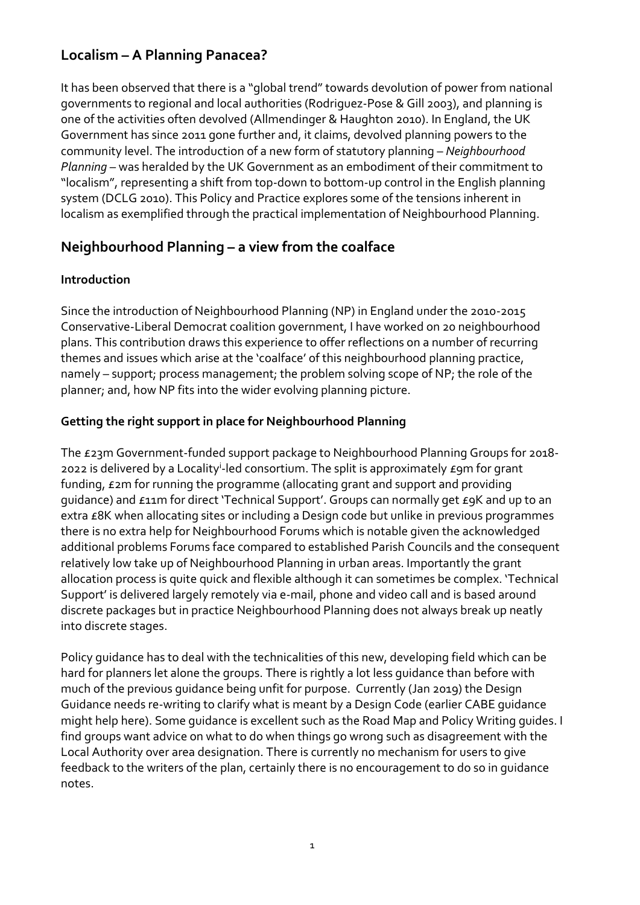# Localism – A Planning Panacea?

It has been observed that there is a "global trend" towards devolution of power from national governments to regional and local authorities (Rodriguez-Pose & Gill 2003), and planning is one of the activities often devolved (Allmendinger & Haughton 2010). In England, the UK Government has since 2011 gone further and, it claims, devolved planning powers to the community level. The introduction of a new form of statutory planning – *Neighbourhood Planning* – was heralded by the UK Government as an embodiment of their commitment to "localism", representing a shift from top-down to bottom-up control in the English planning system (DCLG 2010). This Policy and Practice explores some of the tensions inherent in localism as exemplified through the practical implementation of Neighbourhood Planning.

## Neighbourhood Planning – a view from the coalface

### Introduction

Since the introduction of Neighbourhood Planning (NP) in England under the 2010-2015 Conservative-Liberal Democrat coalition government, I have worked on 20 neighbourhood plans. This contribution draws this experience to offer reflections on a number of recurring themes and issues which arise at the 'coalface' of this neighbourhood planning practice, namely – support; process management; the problem solving scope of NP; the role of the planner; and, how NP fits into the wider evolving planning picture.

### Getting the right support in place for Neighbourhood Planning

The £23m Government-funded support package to Neighbourhood Planning Groups for 2018-2022 is delivered by a Locality[i]-led consortium. The split is approximately £9m for grant funding, £2m for running the programme (allocating grant and support and providing guidance) and £11m for direct 'Technical Support'. Groups can normally get £9K and up to an extra £8K when allocating sites or including a Design code but unlike in previous programmes there is no extra help for Neighbourhood Forums which is notable given the acknowledged additional problems Forums face compared to established Parish Councils and the consequent relatively low take up of Neighbourhood Planning in urban areas. Importantly the grant allocation process is quite quick and flexible although it can sometimes be complex. 'Technical Support' is delivered largely remotely via e-mail, phone and video call and is based around discrete packages but in practice Neighbourhood Planning does not always break up neatly into discrete stages.

Policy guidance has to deal with the technicalities of this new, developing field which can be hard for planners let alone the groups. There is rightly a lot less guidance than before with much of the previous guidance being unfit for purpose. Currently (Jan 2019) the Design Guidance needs re-writing to clarify what is meant by a Design Code (earlier CABE guidance might help here). Some guidance is excellent such as the Road Map and Policy Writing guides. I find groups want advice on what to do when things go wrong such as disagreement with the Local Authority over area designation. There is currently no mechanism for users to give feedback to the writers of the plan, certainly there is no encouragement to do so in guidance notes.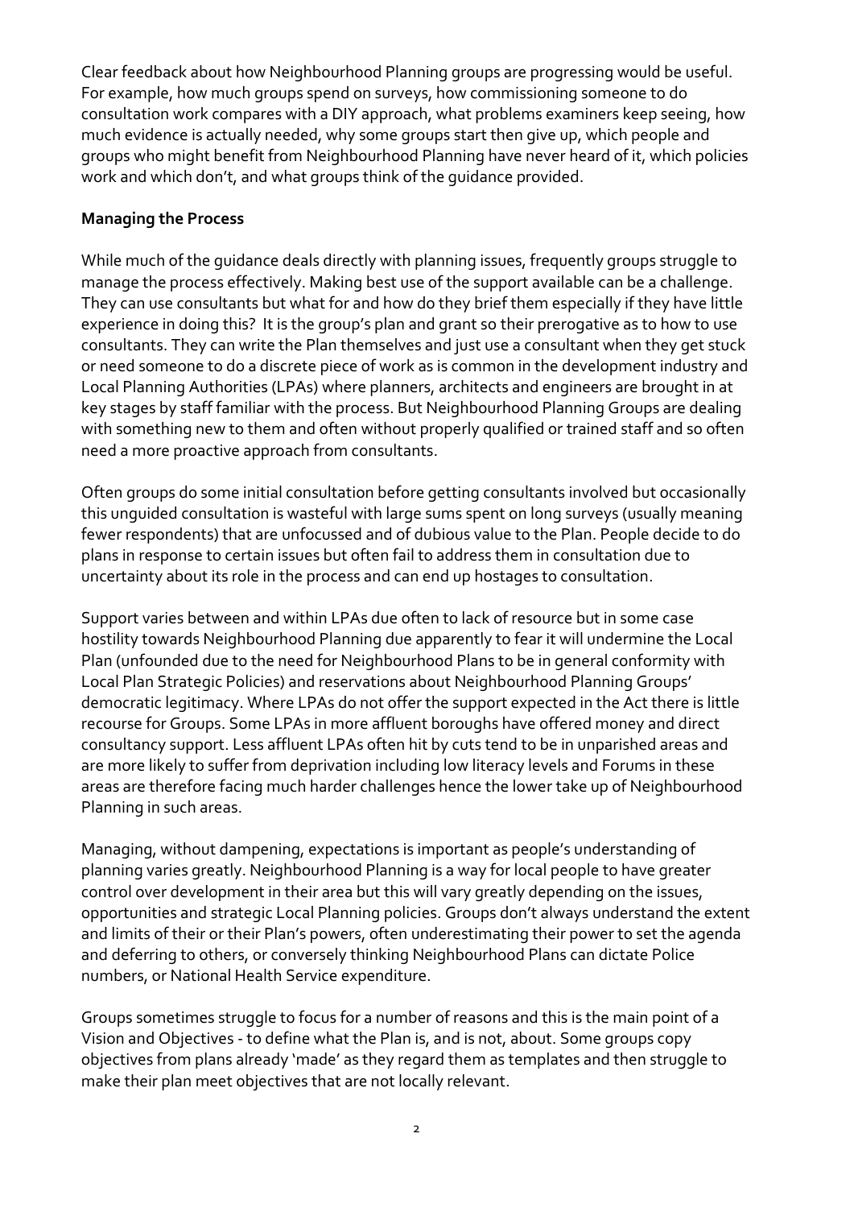Clear feedback about how Neighbourhood Planning groups are progressing would be useful. For example, how much groups spend on surveys, how commissioning someone to do consultation work compares with a DIY approach, what problems examiners keep seeing, how much evidence is actually needed, why some groups start then give up, which people and groups who might benefit from Neighbourhood Planning have never heard of it, which policies work and which don't, and what groups think of the guidance provided.

**Managing the Process**

While much of the guidance deals directly with planning issues, frequently groups struggle to manage the process effectively. Making best use of the support available can be a challenge. They can use consultants but what for and how do they brief them especially if they have little experience in doing this? It is the group's plan and grant so their prerogative as to how to use consultants. They can write the Plan themselves and just use a consultant when they get stuck or need someone to do a discrete piece of work as is common in the development industry and Local Planning Authorities (LPAs) where planners, architects and engineers are brought in at key stages by staff familiar with the process. But Neighbourhood Planning Groups are dealing with something new to them and often without properly qualified or trained staff and so often need a more proactive approach from consultants.

Often groups do some initial consultation before getting consultants involved but occasionally this unguided consultation is wasteful with large sums spent on long surveys (usually meaning fewer respondents) that are unfocussed and of dubious value to the Plan. People decide to do plans in response to certain issues but often fail to address them in consultation due to uncertainty about its role in the process and can end up hostages to consultation.

Support varies between and within LPAs due often to lack of resource but in some case hostility towards Neighbourhood Planning due apparently to fear it will undermine the Local Plan (unfounded due to the need for Neighbourhood Plans to be in general conformity with Local Plan Strategic Policies) and reservations about Neighbourhood Planning Groups' democratic legitimacy. Where LPAs do not offer the support expected in the Act there is little recourse for Groups. Some LPAs in more affluent boroughs have offered money and direct consultancy support. Less affluent LPAs often hit by cuts tend to be in unparished areas and are more likely to suffer from deprivation including low literacy levels and Forums in these areas are therefore facing much harder challenges hence the lower take up of Neighbourhood Planning in such areas.

Managing, without dampening, expectations is important as people's understanding of planning varies greatly. Neighbourhood Planning is a way for local people to have greater control over development in their area but this will vary greatly depending on the issues, opportunities and strategic Local Planning policies. Groups don't always understand the extent and limits of their or their Plan's powers, often underestimating their power to set the agenda and deferring to others, or conversely thinking Neighbourhood Plans can dictate Police numbers, or National Health Service expenditure.

Groups sometimes struggle to focus for a number of reasons and this is the main point of a Vision and Objectives - to define what the Plan is, and is not, about. Some groups copy objectives from plans already 'made' as they regard them as templates and then struggle to make their plan meet objectives that are not locally relevant.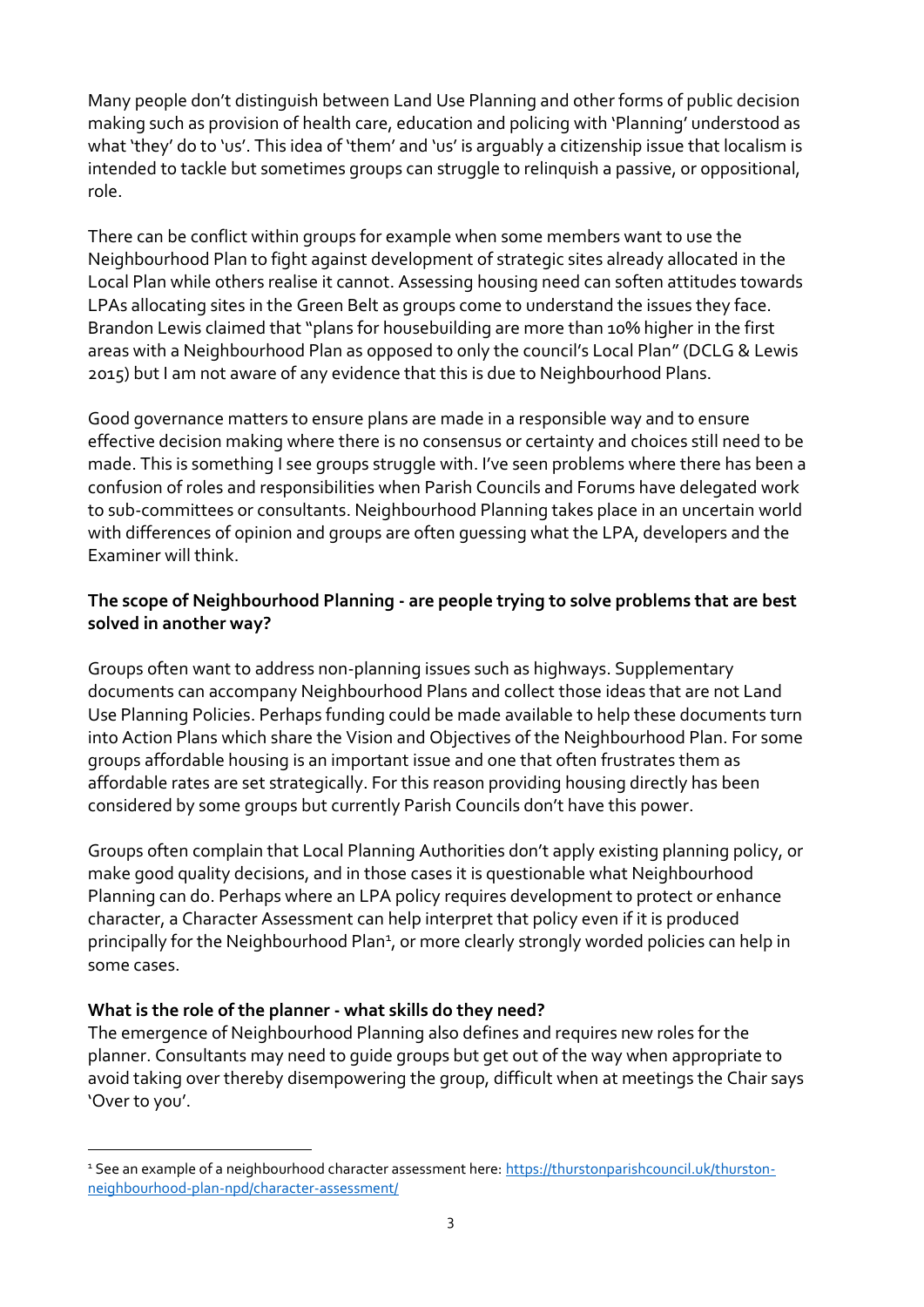Many people don't distinguish between Land Use Planning and other forms of public decision making such as provision of health care, education and policing with 'Planning' understood as what 'they' do to 'us'. This idea of 'them' and 'us' is arguably a citizenship issue that localism is intended to tackle but sometimes groups can struggle to relinquish a passive, or oppositional, role.

There can be conflict within groups for example when some members want to use the Neighbourhood Plan to fight against development of strategic sites already allocated in the Local Plan while others realise it cannot. Assessing housing need can soften attitudes towards LPAs allocating sites in the Green Belt as groups come to understand the issues they face. Brandon Lewis claimed that "plans for housebuilding are more than 10% higher in the first areas with a Neighbourhood Plan as opposed to only the council's Local Plan" (DCLG & Lewis 2015) but I am not aware of any evidence that this is due to Neighbourhood Plans.

Good governance matters to ensure plans are made in a responsible way and to ensure effective decision making where there is no consensus or certainty and choices still need to be made. This is something I see groups struggle with. I've seen problems where there has been a confusion of roles and responsibilities when Parish Councils and Forums have delegated work to sub-committees or consultants. Neighbourhood Planning takes place in an uncertain world with differences of opinion and groups are often guessing what the LPA, developers and the Examiner will think.

**The scope of Neighbourhood Planning - are people trying to solve problems that are best solved in another way?**

Groups often want to address non-planning issues such as highways. Supplementary documents can accompany Neighbourhood Plans and collect those ideas that are not Land Use Planning Policies. Perhaps funding could be made available to help these documents turn into Action Plans which share the Vision and Objectives of the Neighbourhood Plan. For some groups affordable housing is an important issue and one that often frustrates them as affordable rates are set strategically. For this reason providing housing directly has been considered by some groups but currently Parish Councils don't have this power.

Groups often complain that Local Planning Authorities don't apply existing planning policy, or make good quality decisions, and in those cases it is questionable what Neighbourhood Planning can do. Perhaps where an LPA policy requires development to protect or enhance character, a Character Assessment can help interpret that policy even if it is produced principally for the Neighbourhood Plan[1], or more clearly strongly worded policies can help in some cases.

**What is the role of the planner - what skills do they need?**

The emergence of Neighbourhood Planning also defines and requires new roles for the planner. Consultants may need to guide groups but get out of the way when appropriate to avoid taking over thereby disempowering the group, difficult when at meetings the Chair says 'Over to you'.

---

[1] See an example of a neighbourhood character assessment here: https://thurstonparishcouncil.uk/thurston-neighbourhood-plan-npd/character-assessment/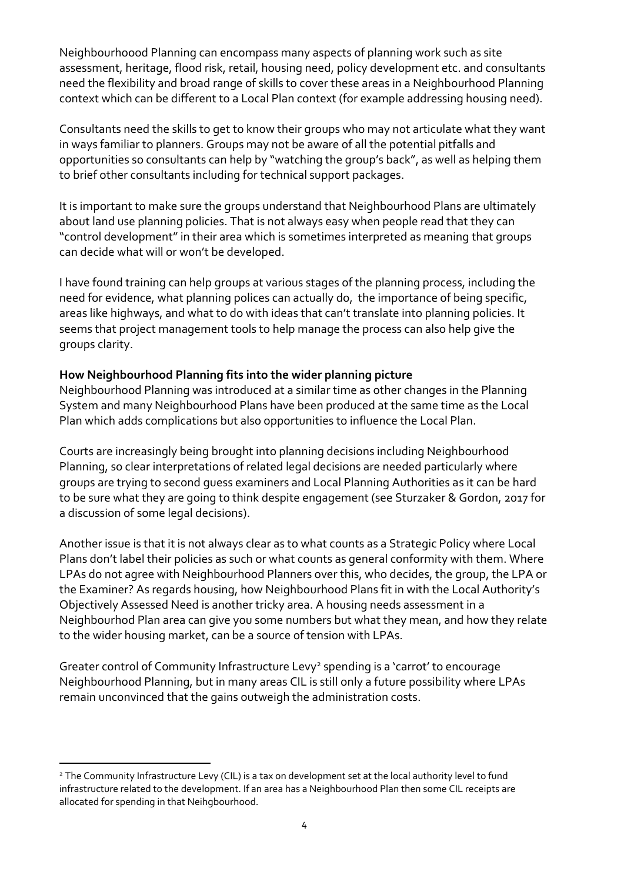Neighbourhoood Planning can encompass many aspects of planning work such as site assessment, heritage, flood risk, retail, housing need, policy development etc. and consultants need the flexibility and broad range of skills to cover these areas in a Neighbourhood Planning context which can be different to a Local Plan context (for example addressing housing need).

Consultants need the skills to get to know their groups who may not articulate what they want in ways familiar to planners. Groups may not be aware of all the potential pitfalls and opportunities so consultants can help by "watching the group's back", as well as helping them to brief other consultants including for technical support packages.

It is important to make sure the groups understand that Neighbourhood Plans are ultimately about land use planning policies. That is not always easy when people read that they can "control development" in their area which is sometimes interpreted as meaning that groups can decide what will or won't be developed.

I have found training can help groups at various stages of the planning process, including the need for evidence, what planning polices can actually do, the importance of being specific, areas like highways, and what to do with ideas that can't translate into planning policies. It seems that project management tools to help manage the process can also help give the groups clarity.

**How Neighbourhood Planning fits into the wider planning picture**

Neighbourhood Planning was introduced at a similar time as other changes in the Planning System and many Neighbourhood Plans have been produced at the same time as the Local Plan which adds complications but also opportunities to influence the Local Plan.

Courts are increasingly being brought into planning decisions including Neighbourhood Planning, so clear interpretations of related legal decisions are needed particularly where groups are trying to second guess examiners and Local Planning Authorities as it can be hard to be sure what they are going to think despite engagement (see Sturzaker & Gordon, 2017 for a discussion of some legal decisions).

Another issue is that it is not always clear as to what counts as a Strategic Policy where Local Plans don't label their policies as such or what counts as general conformity with them. Where LPAs do not agree with Neighbourhood Planners over this, who decides, the group, the LPA or the Examiner? As regards housing, how Neighbourhood Plans fit in with the Local Authority's Objectively Assessed Need is another tricky area. A housing needs assessment in a Neighbourhod Plan area can give you some numbers but what they mean, and how they relate to the wider housing market, can be a source of tension with LPAs.

Greater control of Community Infrastructure Levy[2] spending is a 'carrot' to encourage Neighbourhood Planning, but in many areas CIL is still only a future possibility where LPAs remain unconvinced that the gains outweigh the administration costs.

---

[2] The Community Infrastructure Levy (CIL) is a tax on development set at the local authority level to fund infrastructure related to the development. If an area has a Neighbourhood Plan then some CIL receipts are allocated for spending in that Neihgbourhood.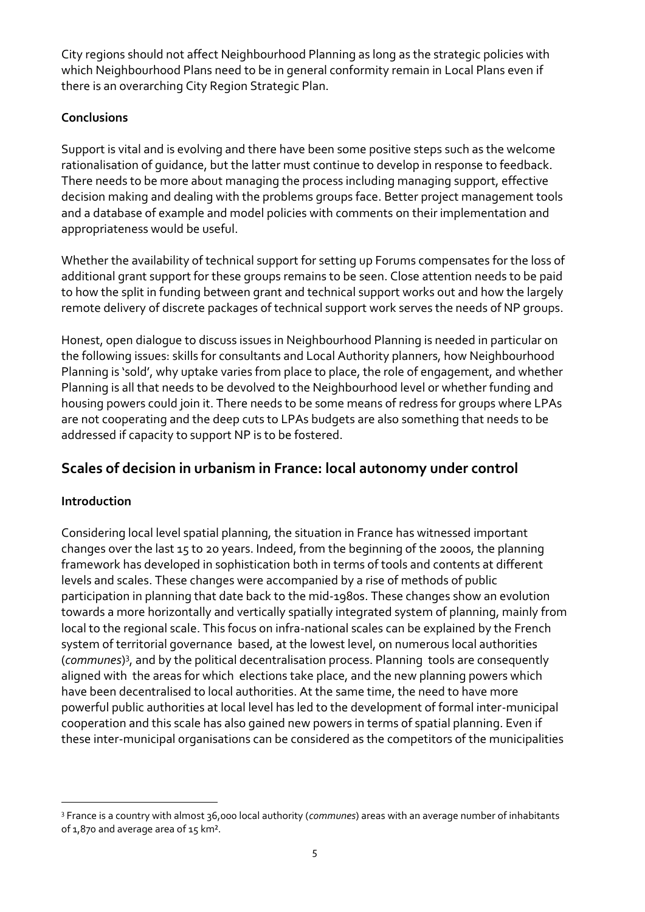City regions should not affect Neighbourhood Planning as long as the strategic policies with which Neighbourhood Plans need to be in general conformity remain in Local Plans even if there is an overarching City Region Strategic Plan.

**Conclusions**

Support is vital and is evolving and there have been some positive steps such as the welcome rationalisation of guidance, but the latter must continue to develop in response to feedback. There needs to be more about managing the process including managing support, effective decision making and dealing with the problems groups face. Better project management tools and a database of example and model policies with comments on their implementation and appropriateness would be useful.

Whether the availability of technical support for setting up Forums compensates for the loss of additional grant support for these groups remains to be seen. Close attention needs to be paid to how the split in funding between grant and technical support works out and how the largely remote delivery of discrete packages of technical support work serves the needs of NP groups.

Honest, open dialogue to discuss issues in Neighbourhood Planning is needed in particular on the following issues: skills for consultants and Local Authority planners, how Neighbourhood Planning is 'sold', why uptake varies from place to place, the role of engagement, and whether Planning is all that needs to be devolved to the Neighbourhood level or whether funding and housing powers could join it. There needs to be some means of redress for groups where LPAs are not cooperating and the deep cuts to LPAs budgets are also something that needs to be addressed if capacity to support NP is to be fostered.

## Scales of decision in urbanism in France: local autonomy under control

**Introduction**

Considering local level spatial planning, the situation in France has witnessed important changes over the last 15 to 20 years. Indeed, from the beginning of the 2000s, the planning framework has developed in sophistication both in terms of tools and contents at different levels and scales. These changes were accompanied by a rise of methods of public participation in planning that date back to the mid-1980s. These changes show an evolution towards a more horizontally and vertically spatially integrated system of planning, mainly from local to the regional scale. This focus on infra-national scales can be explained by the French system of territorial governance based, at the lowest level, on numerous local authorities (*communes*)[3], and by the political decentralisation process. Planning tools are consequently aligned with the areas for which elections take place, and the new planning powers which have been decentralised to local authorities. At the same time, the need to have more powerful public authorities at local level has led to the development of formal inter-municipal cooperation and this scale has also gained new powers in terms of spatial planning. Even if these inter-municipal organisations can be considered as the competitors of the municipalities

[3] France is a country with almost 36,000 local authority (*communes*) areas with an average number of inhabitants of 1,870 and average area of 15 km².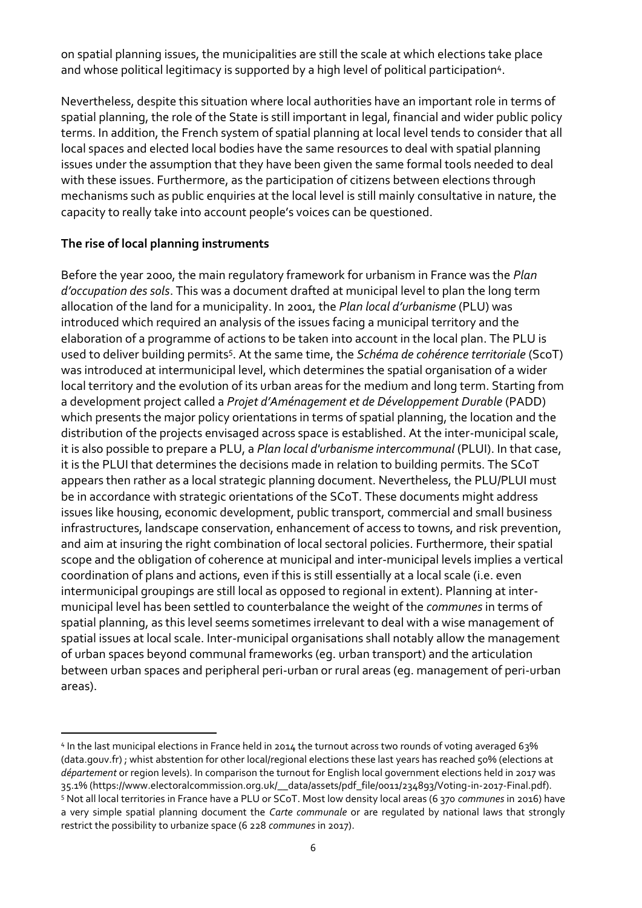on spatial planning issues, the municipalities are still the scale at which elections take place and whose political legitimacy is supported by a high level of political participation[4].

Nevertheless, despite this situation where local authorities have an important role in terms of spatial planning, the role of the State is still important in legal, financial and wider public policy terms. In addition, the French system of spatial planning at local level tends to consider that all local spaces and elected local bodies have the same resources to deal with spatial planning issues under the assumption that they have been given the same formal tools needed to deal with these issues. Furthermore, as the participation of citizens between elections through mechanisms such as public enquiries at the local level is still mainly consultative in nature, the capacity to really take into account people's voices can be questioned.

**The rise of local planning instruments**

Before the year 2000, the main regulatory framework for urbanism in France was the *Plan d'occupation des sols*. This was a document drafted at municipal level to plan the long term allocation of the land for a municipality. In 2001, the *Plan local d'urbanisme* (PLU) was introduced which required an analysis of the issues facing a municipal territory and the elaboration of a programme of actions to be taken into account in the local plan. The PLU is used to deliver building permits[5]. At the same time, the *Schéma de cohérence territoriale* (ScoT) was introduced at intermunicipal level, which determines the spatial organisation of a wider local territory and the evolution of its urban areas for the medium and long term. Starting from a development project called a *Projet d'Aménagement et de Développement Durable* (PADD) which presents the major policy orientations in terms of spatial planning, the location and the distribution of the projects envisaged across space is established. At the inter-municipal scale, it is also possible to prepare a PLU, a *Plan local d'urbanisme intercommunal* (PLUI). In that case, it is the PLUI that determines the decisions made in relation to building permits. The SCoT appears then rather as a local strategic planning document. Nevertheless, the PLU/PLUI must be in accordance with strategic orientations of the SCoT. These documents might address issues like housing, economic development, public transport, commercial and small business infrastructures, landscape conservation, enhancement of access to towns, and risk prevention, and aim at insuring the right combination of local sectoral policies. Furthermore, their spatial scope and the obligation of coherence at municipal and inter-municipal levels implies a vertical coordination of plans and actions, even if this is still essentially at a local scale (i.e. even intermunicipal groupings are still local as opposed to regional in extent). Planning at inter-municipal level has been settled to counterbalance the weight of the *communes* in terms of spatial planning, as this level seems sometimes irrelevant to deal with a wise management of spatial issues at local scale. Inter-municipal organisations shall notably allow the management of urban spaces beyond communal frameworks (eg. urban transport) and the articulation between urban spaces and peripheral peri-urban or rural areas (eg. management of peri-urban areas).

---

[4] In the last municipal elections in France held in 2014 the turnout across two rounds of voting averaged 63% (data.gouv.fr) ; whist abstention for other local/regional elections these last years has reached 50% (elections at *département* or region levels). In comparison the turnout for English local government elections held in 2017 was 35.1% (https://www.electoralcommission.org.uk/__data/assets/pdf_file/0011/234893/Voting-in-2017-Final.pdf).

[5] Not all local territories in France have a PLU or SCoT. Most low density local areas (6 370 *communes* in 2016) have a very simple spatial planning document the *Carte communale* or are regulated by national laws that strongly restrict the possibility to urbanize space (6 228 *communes* in 2017).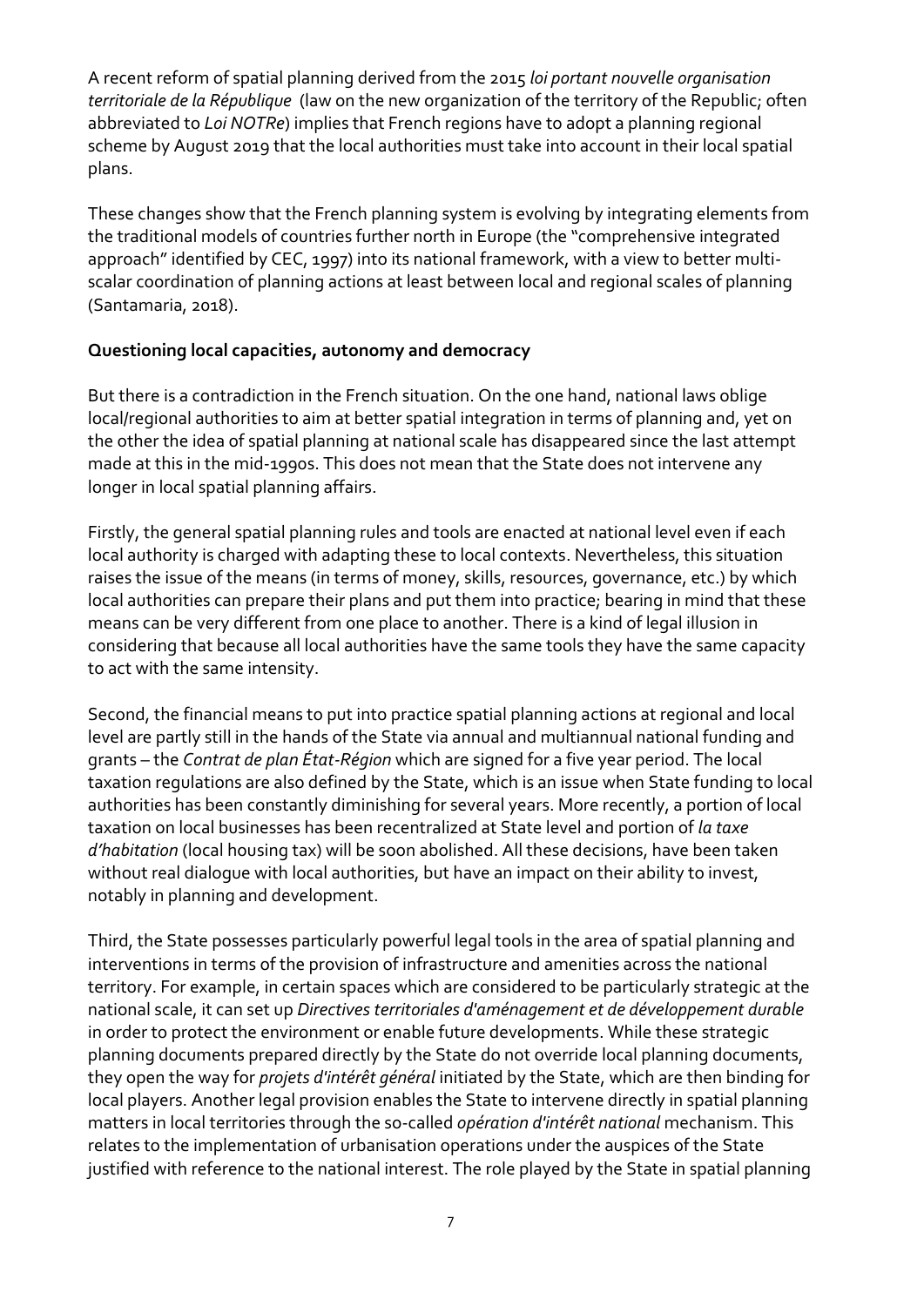A recent reform of spatial planning derived from the 2015 *loi portant nouvelle organisation territoriale de la République* (law on the new organization of the territory of the Republic; often abbreviated to *Loi NOTRe*) implies that French regions have to adopt a planning regional scheme by August 2019 that the local authorities must take into account in their local spatial plans.

These changes show that the French planning system is evolving by integrating elements from the traditional models of countries further north in Europe (the "comprehensive integrated approach" identified by CEC, 1997) into its national framework, with a view to better multi-scalar coordination of planning actions at least between local and regional scales of planning (Santamaria, 2018).

## Questioning local capacities, autonomy and democracy

But there is a contradiction in the French situation. On the one hand, national laws oblige local/regional authorities to aim at better spatial integration in terms of planning and, yet on the other the idea of spatial planning at national scale has disappeared since the last attempt made at this in the mid-1990s. This does not mean that the State does not intervene any longer in local spatial planning affairs.

Firstly, the general spatial planning rules and tools are enacted at national level even if each local authority is charged with adapting these to local contexts. Nevertheless, this situation raises the issue of the means (in terms of money, skills, resources, governance, etc.) by which local authorities can prepare their plans and put them into practice; bearing in mind that these means can be very different from one place to another. There is a kind of legal illusion in considering that because all local authorities have the same tools they have the same capacity to act with the same intensity.

Second, the financial means to put into practice spatial planning actions at regional and local level are partly still in the hands of the State via annual and multiannual national funding and grants – the *Contrat de plan État-Région* which are signed for a five year period. The local taxation regulations are also defined by the State, which is an issue when State funding to local authorities has been constantly diminishing for several years. More recently, a portion of local taxation on local businesses has been recentralized at State level and portion of *la taxe d'habitation* (local housing tax) will be soon abolished. All these decisions, have been taken without real dialogue with local authorities, but have an impact on their ability to invest, notably in planning and development.

Third, the State possesses particularly powerful legal tools in the area of spatial planning and interventions in terms of the provision of infrastructure and amenities across the national territory. For example, in certain spaces which are considered to be particularly strategic at the national scale, it can set up *Directives territoriales d'aménagement et de développement durable* in order to protect the environment or enable future developments. While these strategic planning documents prepared directly by the State do not override local planning documents, they open the way for *projets d'intérêt général* initiated by the State, which are then binding for local players. Another legal provision enables the State to intervene directly in spatial planning matters in local territories through the so-called *opération d'intérêt national* mechanism. This relates to the implementation of urbanisation operations under the auspices of the State justified with reference to the national interest. The role played by the State in spatial planning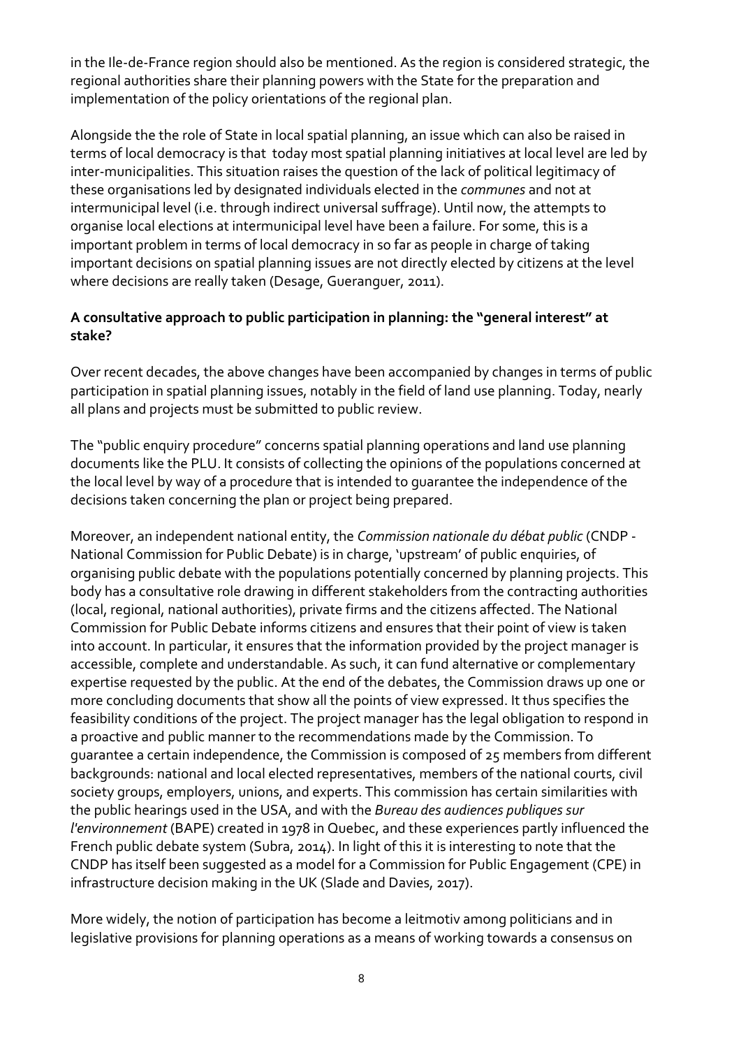in the Ile-de-France region should also be mentioned. As the region is considered strategic, the regional authorities share their planning powers with the State for the preparation and implementation of the policy orientations of the regional plan.

Alongside the the role of State in local spatial planning, an issue which can also be raised in terms of local democracy is that today most spatial planning initiatives at local level are led by inter-municipalities. This situation raises the question of the lack of political legitimacy of these organisations led by designated individuals elected in the *communes* and not at intermunicipal level (i.e. through indirect universal suffrage). Until now, the attempts to organise local elections at intermunicipal level have been a failure. For some, this is a important problem in terms of local democracy in so far as people in charge of taking important decisions on spatial planning issues are not directly elected by citizens at the level where decisions are really taken (Desage, Gueranguer, 2011).

**A consultative approach to public participation in planning: the "general interest" at stake?**

Over recent decades, the above changes have been accompanied by changes in terms of public participation in spatial planning issues, notably in the field of land use planning. Today, nearly all plans and projects must be submitted to public review.

The "public enquiry procedure" concerns spatial planning operations and land use planning documents like the PLU. It consists of collecting the opinions of the populations concerned at the local level by way of a procedure that is intended to guarantee the independence of the decisions taken concerning the plan or project being prepared.

Moreover, an independent national entity, the *Commission nationale du débat public* (CNDP - National Commission for Public Debate) is in charge, 'upstream' of public enquiries, of organising public debate with the populations potentially concerned by planning projects. This body has a consultative role drawing in different stakeholders from the contracting authorities (local, regional, national authorities), private firms and the citizens affected. The National Commission for Public Debate informs citizens and ensures that their point of view is taken into account. In particular, it ensures that the information provided by the project manager is accessible, complete and understandable. As such, it can fund alternative or complementary expertise requested by the public. At the end of the debates, the Commission draws up one or more concluding documents that show all the points of view expressed. It thus specifies the feasibility conditions of the project. The project manager has the legal obligation to respond in a proactive and public manner to the recommendations made by the Commission. To guarantee a certain independence, the Commission is composed of 25 members from different backgrounds: national and local elected representatives, members of the national courts, civil society groups, employers, unions, and experts. This commission has certain similarities with the public hearings used in the USA, and with the *Bureau des audiences publiques sur l'environnement* (BAPE) created in 1978 in Quebec, and these experiences partly influenced the French public debate system (Subra, 2014). In light of this it is interesting to note that the CNDP has itself been suggested as a model for a Commission for Public Engagement (CPE) in infrastructure decision making in the UK (Slade and Davies, 2017).

More widely, the notion of participation has become a leitmotiv among politicians and in legislative provisions for planning operations as a means of working towards a consensus on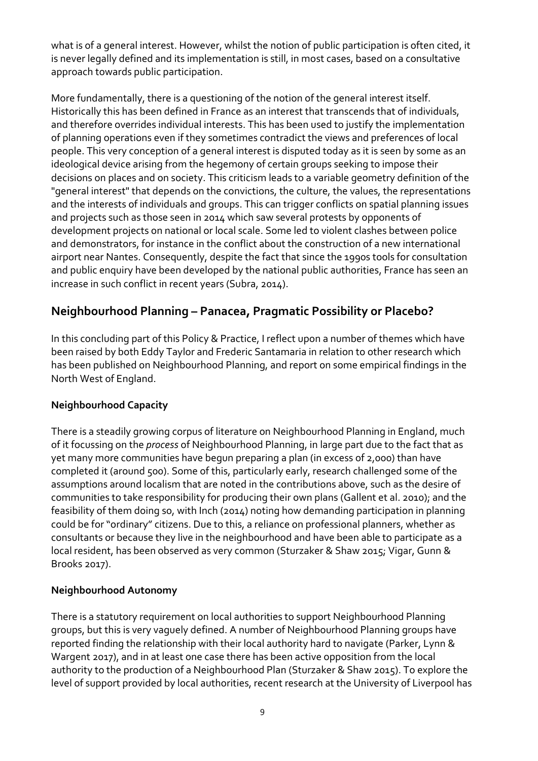what is of a general interest. However, whilst the notion of public participation is often cited, it is never legally defined and its implementation is still, in most cases, based on a consultative approach towards public participation.

More fundamentally, there is a questioning of the notion of the general interest itself. Historically this has been defined in France as an interest that transcends that of individuals, and therefore overrides individual interests. This has been used to justify the implementation of planning operations even if they sometimes contradict the views and preferences of local people. This very conception of a general interest is disputed today as it is seen by some as an ideological device arising from the hegemony of certain groups seeking to impose their decisions on places and on society. This criticism leads to a variable geometry definition of the "general interest" that depends on the convictions, the culture, the values, the representations and the interests of individuals and groups. This can trigger conflicts on spatial planning issues and projects such as those seen in 2014 which saw several protests by opponents of development projects on national or local scale. Some led to violent clashes between police and demonstrators, for instance in the conflict about the construction of a new international airport near Nantes. Consequently, despite the fact that since the 1990s tools for consultation and public enquiry have been developed by the national public authorities, France has seen an increase in such conflict in recent years (Subra, 2014).

## Neighbourhood Planning – Panacea, Pragmatic Possibility or Placebo?

In this concluding part of this Policy & Practice, I reflect upon a number of themes which have been raised by both Eddy Taylor and Frederic Santamaria in relation to other research which has been published on Neighbourhood Planning, and report on some empirical findings in the North West of England.

### Neighbourhood Capacity

There is a steadily growing corpus of literature on Neighbourhood Planning in England, much of it focussing on the *process* of Neighbourhood Planning, in large part due to the fact that as yet many more communities have begun preparing a plan (in excess of 2,000) than have completed it (around 500). Some of this, particularly early, research challenged some of the assumptions around localism that are noted in the contributions above, such as the desire of communities to take responsibility for producing their own plans (Gallent et al. 2010); and the feasibility of them doing so, with Inch (2014) noting how demanding participation in planning could be for "ordinary" citizens. Due to this, a reliance on professional planners, whether as consultants or because they live in the neighbourhood and have been able to participate as a local resident, has been observed as very common (Sturzaker & Shaw 2015; Vigar, Gunn & Brooks 2017).

### Neighbourhood Autonomy

There is a statutory requirement on local authorities to support Neighbourhood Planning groups, but this is very vaguely defined. A number of Neighbourhood Planning groups have reported finding the relationship with their local authority hard to navigate (Parker, Lynn & Wargent 2017), and in at least one case there has been active opposition from the local authority to the production of a Neighbourhood Plan (Sturzaker & Shaw 2015). To explore the level of support provided by local authorities, recent research at the University of Liverpool has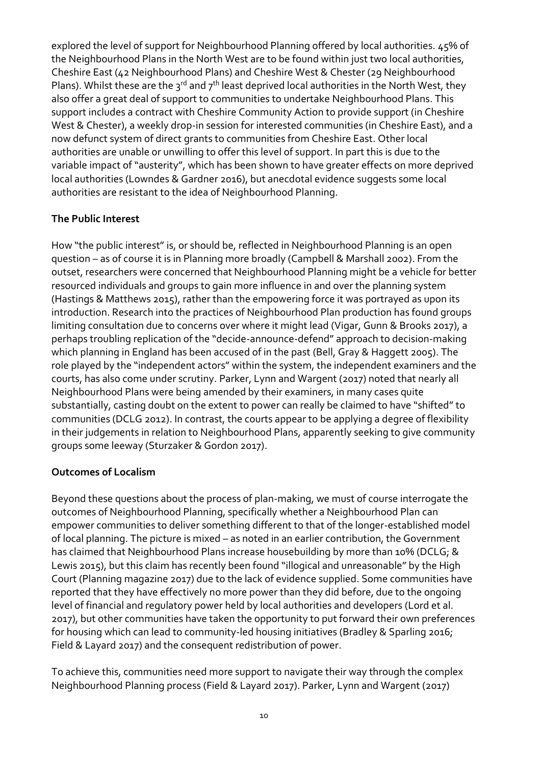explored the level of support for Neighbourhood Planning offered by local authorities. 45% of the Neighbourhood Plans in the North West are to be found within just two local authorities, Cheshire East (42 Neighbourhood Plans) and Cheshire West & Chester (29 Neighbourhood Plans). Whilst these are the 3rd and 7th least deprived local authorities in the North West, they also offer a great deal of support to communities to undertake Neighbourhood Plans. This support includes a contract with Cheshire Community Action to provide support (in Cheshire West & Chester), a weekly drop-in session for interested communities (in Cheshire East), and a now defunct system of direct grants to communities from Cheshire East. Other local authorities are unable or unwilling to offer this level of support. In part this is due to the variable impact of "austerity", which has been shown to have greater effects on more deprived local authorities (Lowndes & Gardner 2016), but anecdotal evidence suggests some local authorities are resistant to the idea of Neighbourhood Planning.

**The Public Interest**

How "the public interest" is, or should be, reflected in Neighbourhood Planning is an open question – as of course it is in Planning more broadly (Campbell & Marshall 2002). From the outset, researchers were concerned that Neighbourhood Planning might be a vehicle for better resourced individuals and groups to gain more influence in and over the planning system (Hastings & Matthews 2015), rather than the empowering force it was portrayed as upon its introduction. Research into the practices of Neighbourhood Plan production has found groups limiting consultation due to concerns over where it might lead (Vigar, Gunn & Brooks 2017), a perhaps troubling replication of the "decide-announce-defend" approach to decision-making which planning in England has been accused of in the past (Bell, Gray & Haggett 2005). The role played by the "independent actors" within the system, the independent examiners and the courts, has also come under scrutiny. Parker, Lynn and Wargent (2017) noted that nearly all Neighbourhood Plans were being amended by their examiners, in many cases quite substantially, casting doubt on the extent to power can really be claimed to have "shifted" to communities (DCLG 2012). In contrast, the courts appear to be applying a degree of flexibility in their judgements in relation to Neighbourhood Plans, apparently seeking to give community groups some leeway (Sturzaker & Gordon 2017).

**Outcomes of Localism**

Beyond these questions about the process of plan-making, we must of course interrogate the outcomes of Neighbourhood Planning, specifically whether a Neighbourhood Plan can empower communities to deliver something different to that of the longer-established model of local planning. The picture is mixed – as noted in an earlier contribution, the Government has claimed that Neighbourhood Plans increase housebuilding by more than 10% (DCLG; & Lewis 2015), but this claim has recently been found "illogical and unreasonable" by the High Court (Planning magazine 2017) due to the lack of evidence supplied. Some communities have reported that they have effectively no more power than they did before, due to the ongoing level of financial and regulatory power held by local authorities and developers (Lord et al. 2017), but other communities have taken the opportunity to put forward their own preferences for housing which can lead to community-led housing initiatives (Bradley & Sparling 2016; Field & Layard 2017) and the consequent redistribution of power.

To achieve this, communities need more support to navigate their way through the complex Neighbourhood Planning process (Field & Layard 2017). Parker, Lynn and Wargent (2017)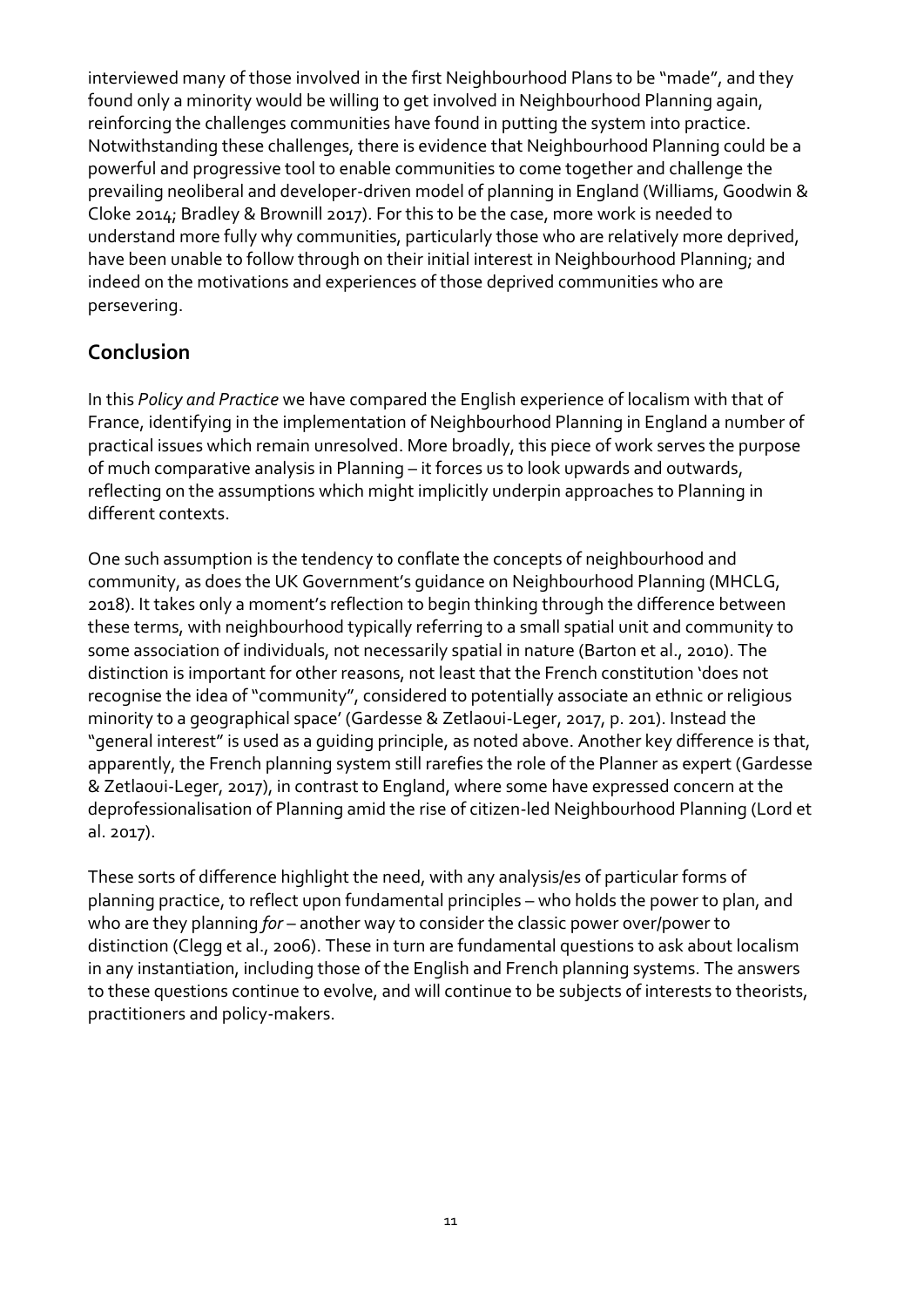interviewed many of those involved in the first Neighbourhood Plans to be "made", and they found only a minority would be willing to get involved in Neighbourhood Planning again, reinforcing the challenges communities have found in putting the system into practice. Notwithstanding these challenges, there is evidence that Neighbourhood Planning could be a powerful and progressive tool to enable communities to come together and challenge the prevailing neoliberal and developer-driven model of planning in England (Williams, Goodwin & Cloke 2014; Bradley & Brownill 2017). For this to be the case, more work is needed to understand more fully why communities, particularly those who are relatively more deprived, have been unable to follow through on their initial interest in Neighbourhood Planning; and indeed on the motivations and experiences of those deprived communities who are persevering.

## Conclusion

In this *Policy and Practice* we have compared the English experience of localism with that of France, identifying in the implementation of Neighbourhood Planning in England a number of practical issues which remain unresolved. More broadly, this piece of work serves the purpose of much comparative analysis in Planning – it forces us to look upwards and outwards, reflecting on the assumptions which might implicitly underpin approaches to Planning in different contexts.

One such assumption is the tendency to conflate the concepts of neighbourhood and community, as does the UK Government's guidance on Neighbourhood Planning (MHCLG, 2018). It takes only a moment's reflection to begin thinking through the difference between these terms, with neighbourhood typically referring to a small spatial unit and community to some association of individuals, not necessarily spatial in nature (Barton et al., 2010). The distinction is important for other reasons, not least that the French constitution 'does not recognise the idea of "community", considered to potentially associate an ethnic or religious minority to a geographical space' (Gardesse & Zetlaoui-Leger, 2017, p. 201). Instead the "general interest" is used as a guiding principle, as noted above. Another key difference is that, apparently, the French planning system still rarefies the role of the Planner as expert (Gardesse & Zetlaoui-Leger, 2017), in contrast to England, where some have expressed concern at the deprofessionalisation of Planning amid the rise of citizen-led Neighbourhood Planning (Lord et al. 2017).

These sorts of difference highlight the need, with any analysis/es of particular forms of planning practice, to reflect upon fundamental principles – who holds the power to plan, and who are they planning *for* – another way to consider the classic power over/power to distinction (Clegg et al., 2006). These in turn are fundamental questions to ask about localism in any instantiation, including those of the English and French planning systems. The answers to these questions continue to evolve, and will continue to be subjects of interests to theorists, practitioners and policy-makers.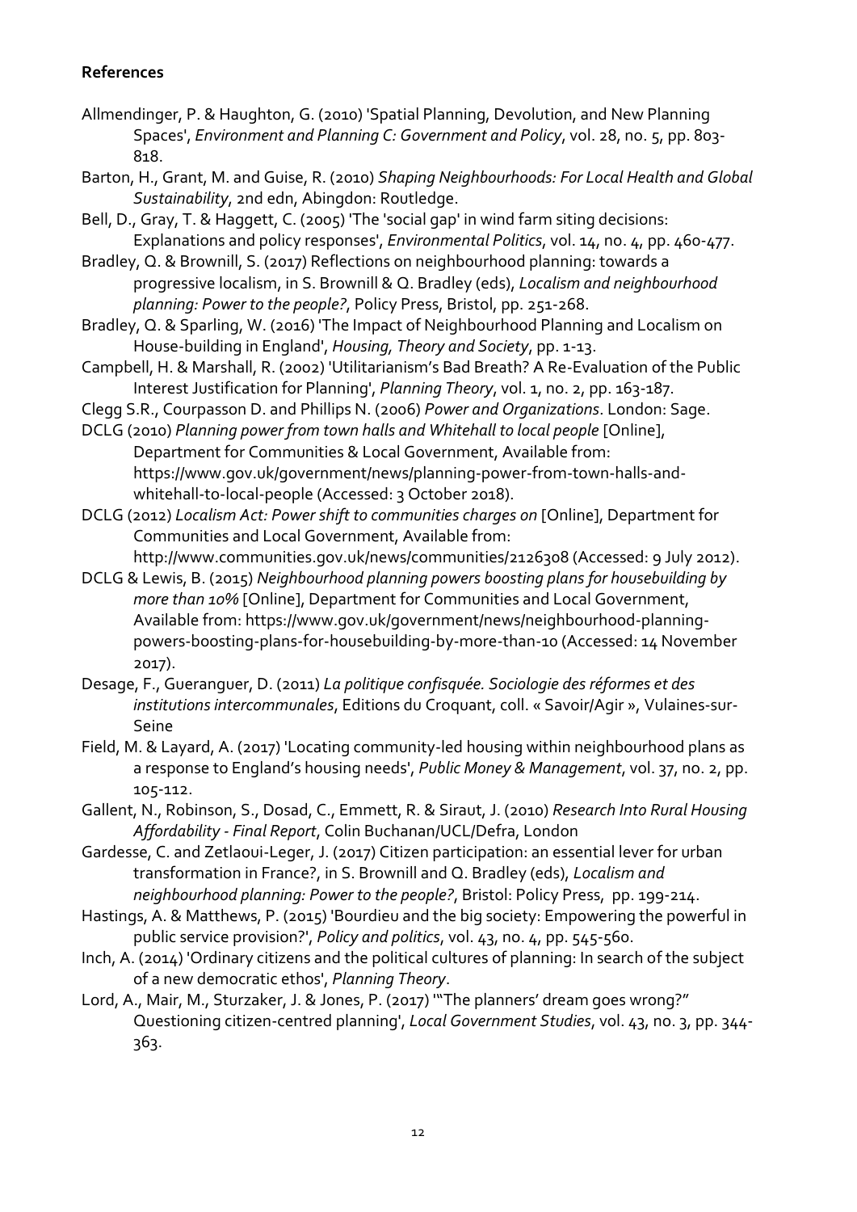**References**

Allmendinger, P. & Haughton, G. (2010) 'Spatial Planning, Devolution, and New Planning Spaces', *Environment and Planning C: Government and Policy*, vol. 28, no. 5, pp. 803-818.

Barton, H., Grant, M. and Guise, R. (2010) *Shaping Neighbourhoods: For Local Health and Global Sustainability*, 2nd edn, Abingdon: Routledge.

Bell, D., Gray, T. & Haggett, C. (2005) 'The 'social gap' in wind farm siting decisions: Explanations and policy responses', *Environmental Politics*, vol. 14, no. 4, pp. 460-477.

Bradley, Q. & Brownill, S. (2017) Reflections on neighbourhood planning: towards a progressive localism, in S. Brownill & Q. Bradley (eds), *Localism and neighbourhood planning: Power to the people?*, Policy Press, Bristol, pp. 251-268.

Bradley, Q. & Sparling, W. (2016) 'The Impact of Neighbourhood Planning and Localism on House-building in England', *Housing, Theory and Society*, pp. 1-13.

Campbell, H. & Marshall, R. (2002) 'Utilitarianism's Bad Breath? A Re-Evaluation of the Public Interest Justification for Planning', *Planning Theory*, vol. 1, no. 2, pp. 163-187.

Clegg S.R., Courpasson D. and Phillips N. (2006) *Power and Organizations*. London: Sage.

DCLG (2010) *Planning power from town halls and Whitehall to local people* [Online], Department for Communities & Local Government, Available from: https://www.gov.uk/government/news/planning-power-from-town-halls-and-whitehall-to-local-people (Accessed: 3 October 2018).

DCLG (2012) *Localism Act: Power shift to communities charges on* [Online], Department for Communities and Local Government, Available from: http://www.communities.gov.uk/news/communities/2126308 (Accessed: 9 July 2012).

DCLG & Lewis, B. (2015) *Neighbourhood planning powers boosting plans for housebuilding by more than 10%* [Online], Department for Communities and Local Government, Available from: https://www.gov.uk/government/news/neighbourhood-planning-powers-boosting-plans-for-housebuilding-by-more-than-10 (Accessed: 14 November 2017).

Desage, F., Gueranguer, D. (2011) *La politique confisquée. Sociologie des réformes et des institutions intercommunales*, Editions du Croquant, coll. « Savoir/Agir », Vulaines-sur-Seine

Field, M. & Layard, A. (2017) 'Locating community-led housing within neighbourhood plans as a response to England's housing needs', *Public Money & Management*, vol. 37, no. 2, pp. 105-112.

Gallent, N., Robinson, S., Dosad, C., Emmett, R. & Siraut, J. (2010) *Research Into Rural Housing Affordability - Final Report*, Colin Buchanan/UCL/Defra, London

Gardesse, C. and Zetlaoui-Leger, J. (2017) Citizen participation: an essential lever for urban transformation in France?, in S. Brownill and Q. Bradley (eds), *Localism and neighbourhood planning: Power to the people?*, Bristol: Policy Press, pp. 199-214.

Hastings, A. & Matthews, P. (2015) 'Bourdieu and the big society: Empowering the powerful in public service provision?', *Policy and politics*, vol. 43, no. 4, pp. 545-560.

Inch, A. (2014) 'Ordinary citizens and the political cultures of planning: In search of the subject of a new democratic ethos', *Planning Theory*.

Lord, A., Mair, M., Sturzaker, J. & Jones, P. (2017) '"The planners' dream goes wrong?" Questioning citizen-centred planning', *Local Government Studies*, vol. 43, no. 3, pp. 344-363.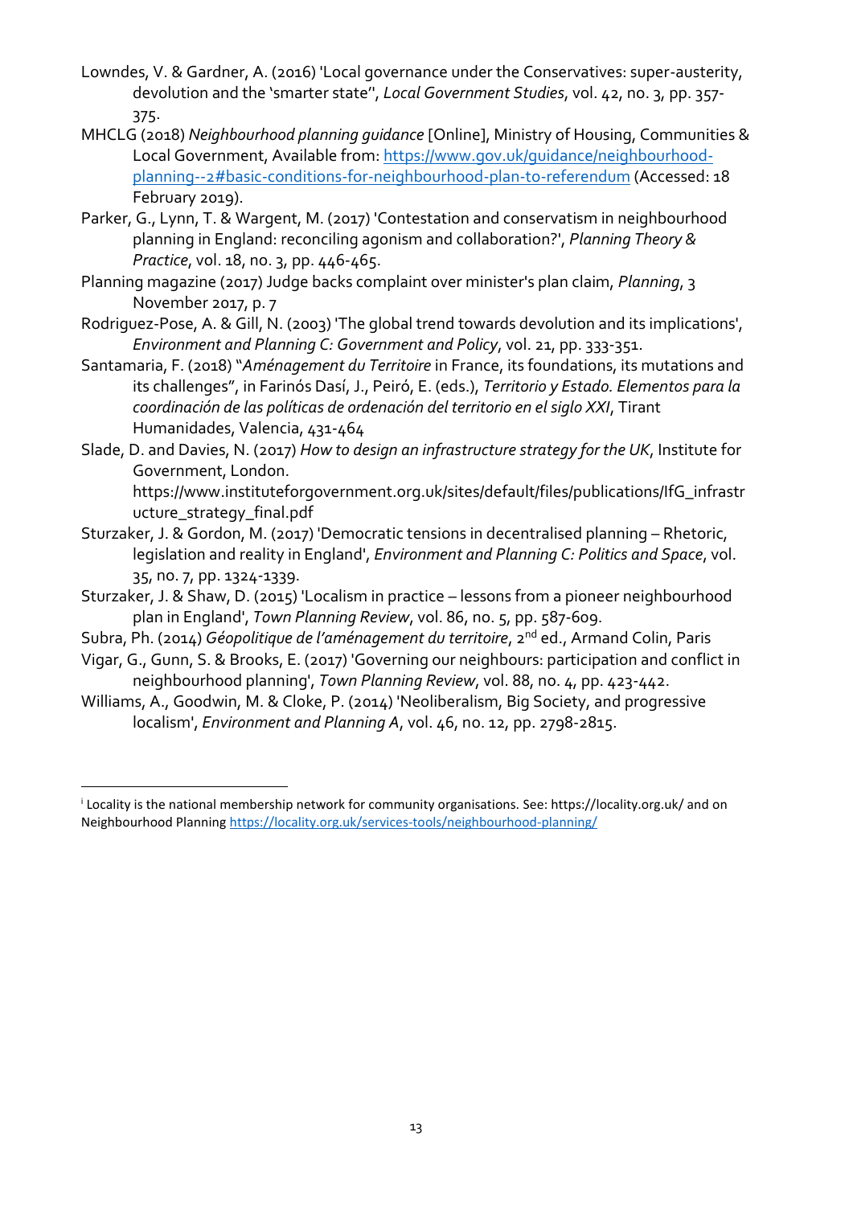Lowndes, V. & Gardner, A. (2016) 'Local governance under the Conservatives: super-austerity, devolution and the 'smarter state'', *Local Government Studies*, vol. 42, no. 3, pp. 357-375.

MHCLG (2018) *Neighbourhood planning guidance* [Online], Ministry of Housing, Communities & Local Government, Available from: https://www.gov.uk/guidance/neighbourhood-planning--2#basic-conditions-for-neighbourhood-plan-to-referendum (Accessed: 18 February 2019).

Parker, G., Lynn, T. & Wargent, M. (2017) 'Contestation and conservatism in neighbourhood planning in England: reconciling agonism and collaboration?', *Planning Theory & Practice*, vol. 18, no. 3, pp. 446-465.

Planning magazine (2017) Judge backs complaint over minister's plan claim, *Planning*, 3 November 2017, p. 7

Rodriguez-Pose, A. & Gill, N. (2003) 'The global trend towards devolution and its implications', *Environment and Planning C: Government and Policy*, vol. 21, pp. 333-351.

Santamaria, F. (2018) "*Aménagement du Territoire* in France, its foundations, its mutations and its challenges", in Farinós Dasí, J., Peiró, E. (eds.), *Territorio y Estado. Elementos para la coordinación de las políticas de ordenación del territorio en el siglo XXI*, Tirant Humanidades, Valencia, 431-464

Slade, D. and Davies, N. (2017) *How to design an infrastructure strategy for the UK*, Institute for Government, London. https://www.instituteforgovernment.org.uk/sites/default/files/publications/IfG_infrastructure_strategy_final.pdf

Sturzaker, J. & Gordon, M. (2017) 'Democratic tensions in decentralised planning – Rhetoric, legislation and reality in England', *Environment and Planning C: Politics and Space*, vol. 35, no. 7, pp. 1324-1339.

Sturzaker, J. & Shaw, D. (2015) 'Localism in practice – lessons from a pioneer neighbourhood plan in England', *Town Planning Review*, vol. 86, no. 5, pp. 587-609.

Subra, Ph. (2014) *Géopolitique de l'aménagement du territoire*, 2nd ed., Armand Colin, Paris

Vigar, G., Gunn, S. & Brooks, E. (2017) 'Governing our neighbours: participation and conflict in neighbourhood planning', *Town Planning Review*, vol. 88, no. 4, pp. 423-442.

Williams, A., Goodwin, M. & Cloke, P. (2014) 'Neoliberalism, Big Society, and progressive localism', *Environment and Planning A*, vol. 46, no. 12, pp. 2798-2815.

---

[i] Locality is the national membership network for community organisations. See: https://locality.org.uk/ and on Neighbourhood Planning https://locality.org.uk/services-tools/neighbourhood-planning/